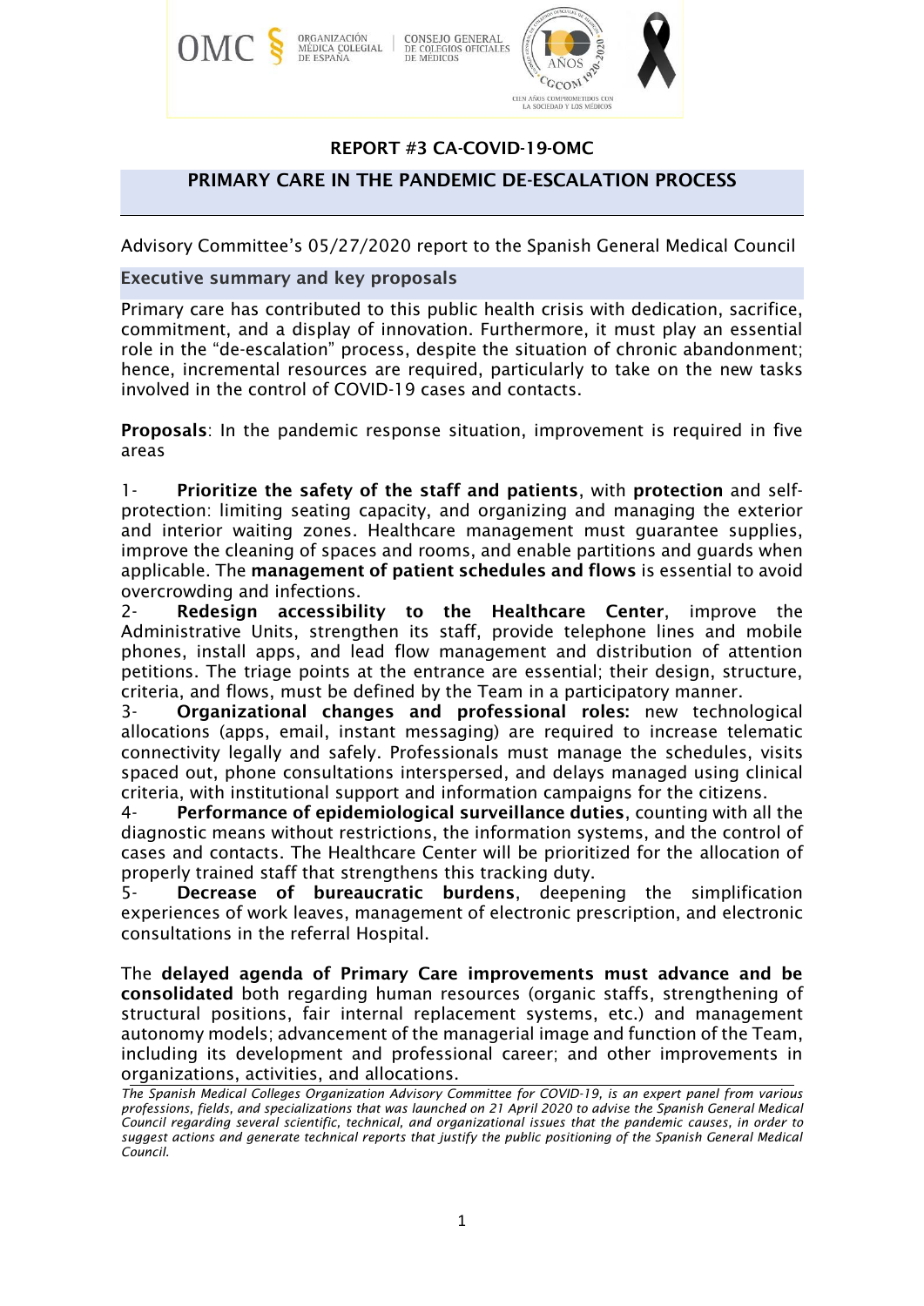# REPORT #3 CA-COVID-19-OMC

## PRIMARY CARE IN THE PANDEMIC DE-ESCALATION PROCESS

Advisory Committee's 05/27/2020 report to the Spanish General Medical Council

### Executive summary and key proposals

Primary care has contributed to this public health crisis with dedication, sacrifice, commitment, and a display of innovation. Furthermore, it must play an essential role in the "de-escalation" process, despite the situation of chronic abandonment; hence, incremental resources are required, particularly to take on the new tasks involved in the control of COVID-19 cases and contacts.

**Proposals**: In the pandemic response situation, improvement is required in five areas

1- **Prioritize the safety of the staff and patients**, with **protection** and self-protection: limiting seating capacity, and organizing and managing the exterior and interior waiting zones. Healthcare management must guarantee supplies, improve the cleaning of spaces and rooms, and enable partitions and guards when applicable. The **management of patient schedules and flows** is essential to avoid overcrowding and infections.

2- **Redesign accessibility to the Healthcare Center**, improve the Administrative Units, strengthen its staff, provide telephone lines and mobile phones, install apps, and lead flow management and distribution of attention petitions. The triage points at the entrance are essential; their design, structure, criteria, and flows, must be defined by the Team in a participatory manner.

3- **Organizational changes and professional roles:** new technological allocations (apps, email, instant messaging) are required to increase telematic connectivity legally and safely. Professionals must manage the schedules, visits spaced out, phone consultations interspersed, and delays managed using clinical criteria, with institutional support and information campaigns for the citizens.

4- **Performance of epidemiological surveillance duties**, counting with all the diagnostic means without restrictions, the information systems, and the control of cases and contacts. The Healthcare Center will be prioritized for the allocation of properly trained staff that strengthens this tracking duty.

5- **Decrease of bureaucratic burdens**, deepening the simplification experiences of work leaves, management of electronic prescription, and electronic consultations in the referral Hospital.

The **delayed agenda of Primary Care improvements must advance and be consolidated** both regarding human resources (organic staffs, strengthening of structural positions, fair internal replacement systems, etc.) and management autonomy models; advancement of the managerial image and function of the Team, including its development and professional career; and other improvements in organizations, activities, and allocations.

*The Spanish Medical Colleges Organization Advisory Committee for COVID-19, is an expert panel from various professions, fields, and specializations that was launched on 21 April 2020 to advise the Spanish General Medical Council regarding several scientific, technical, and organizational issues that the pandemic causes, in order to suggest actions and generate technical reports that justify the public positioning of the Spanish General Medical Council.*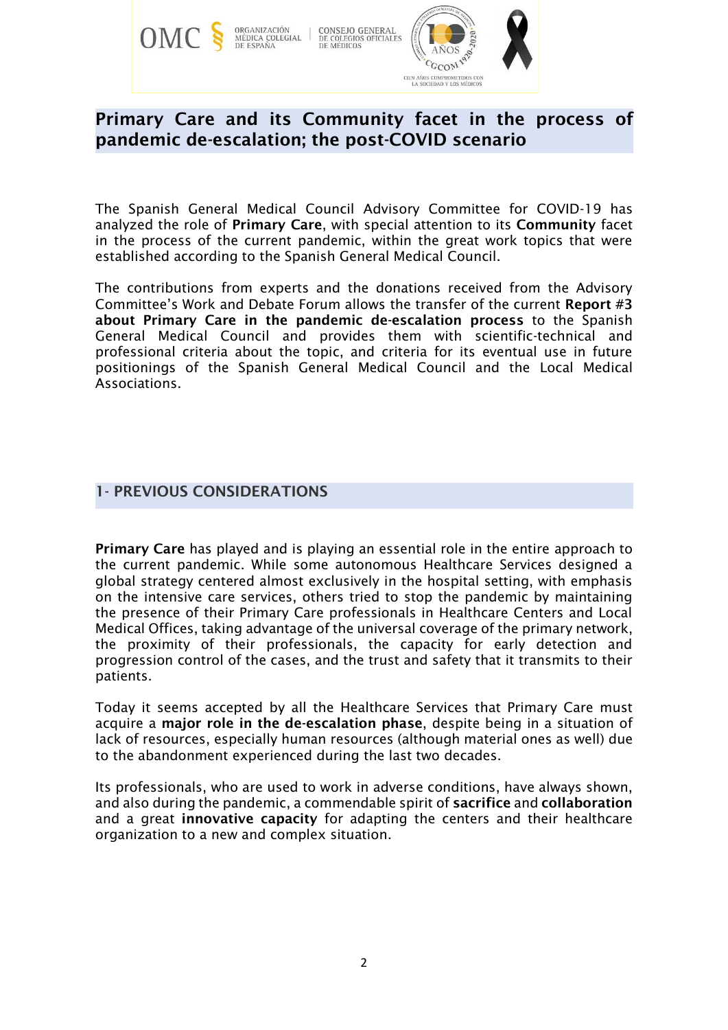# Primary Care and its Community facet in the process of pandemic de-escalation; the post-COVID scenario

The Spanish General Medical Council Advisory Committee for COVID-19 has analyzed the role of **Primary Care**, with special attention to its **Community** facet in the process of the current pandemic, within the great work topics that were established according to the Spanish General Medical Council.

The contributions from experts and the donations received from the Advisory Committee's Work and Debate Forum allows the transfer of the current **Report #3 about Primary Care in the pandemic de-escalation process** to the Spanish General Medical Council and provides them with scientific-technical and professional criteria about the topic, and criteria for its eventual use in future positionings of the Spanish General Medical Council and the Local Medical Associations.

## 1- PREVIOUS CONSIDERATIONS

**Primary Care** has played and is playing an essential role in the entire approach to the current pandemic. While some autonomous Healthcare Services designed a global strategy centered almost exclusively in the hospital setting, with emphasis on the intensive care services, others tried to stop the pandemic by maintaining the presence of their Primary Care professionals in Healthcare Centers and Local Medical Offices, taking advantage of the universal coverage of the primary network, the proximity of their professionals, the capacity for early detection and progression control of the cases, and the trust and safety that it transmits to their patients.

Today it seems accepted by all the Healthcare Services that Primary Care must acquire a **major role in the de-escalation phase**, despite being in a situation of lack of resources, especially human resources (although material ones as well) due to the abandonment experienced during the last two decades.

Its professionals, who are used to work in adverse conditions, have always shown, and also during the pandemic, a commendable spirit of **sacrifice** and **collaboration** and a great **innovative capacity** for adapting the centers and their healthcare organization to a new and complex situation.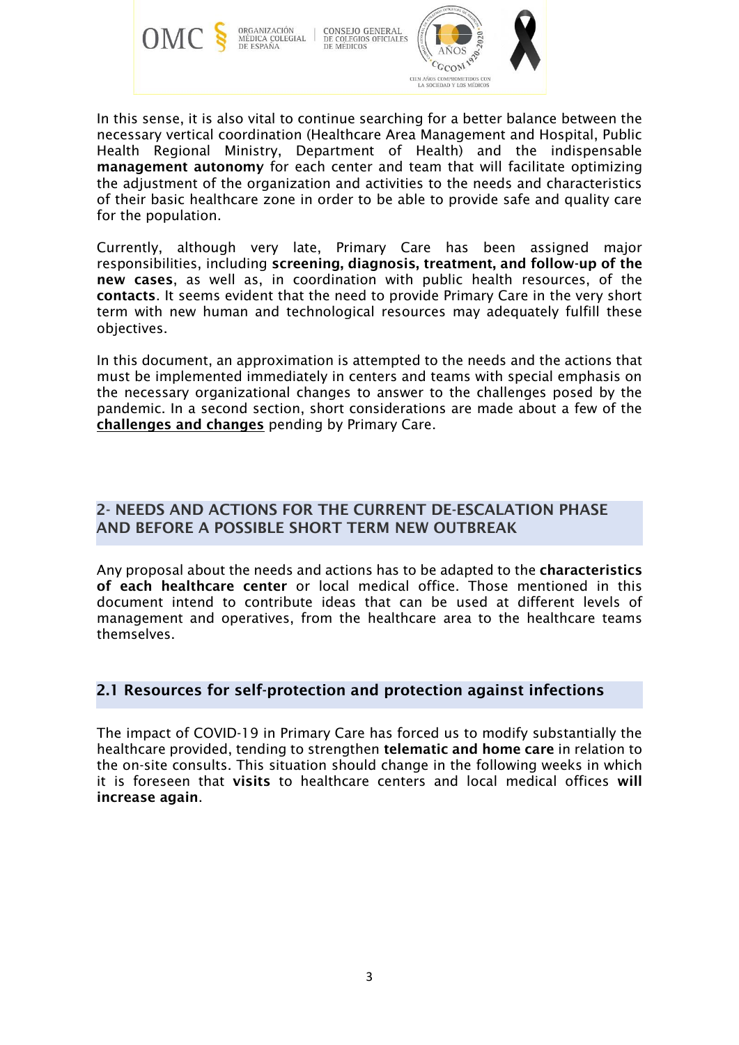In this sense, it is also vital to continue searching for a better balance between the necessary vertical coordination (Healthcare Area Management and Hospital, Public Health Regional Ministry, Department of Health) and the indispensable **management autonomy** for each center and team that will facilitate optimizing the adjustment of the organization and activities to the needs and characteristics of their basic healthcare zone in order to be able to provide safe and quality care for the population.

Currently, although very late, Primary Care has been assigned major responsibilities, including **screening, diagnosis, treatment, and follow-up of the new cases**, as well as, in coordination with public health resources, of the **contacts**. It seems evident that the need to provide Primary Care in the very short term with new human and technological resources may adequately fulfill these objectives.

In this document, an approximation is attempted to the needs and the actions that must be implemented immediately in centers and teams with special emphasis on the necessary organizational changes to answer to the challenges posed by the pandemic. In a second section, short considerations are made about a few of the **challenges and changes** pending by Primary Care.

## 2- NEEDS AND ACTIONS FOR THE CURRENT DE-ESCALATION PHASE AND BEFORE A POSSIBLE SHORT TERM NEW OUTBREAK

Any proposal about the needs and actions has to be adapted to the **characteristics of each healthcare center** or local medical office. Those mentioned in this document intend to contribute ideas that can be used at different levels of management and operatives, from the healthcare area to the healthcare teams themselves.

### 2.1 Resources for self-protection and protection against infections

The impact of COVID-19 in Primary Care has forced us to modify substantially the healthcare provided, tending to strengthen **telematic and home care** in relation to the on-site consults. This situation should change in the following weeks in which it is foreseen that **visits** to healthcare centers and local medical offices **will increase again**.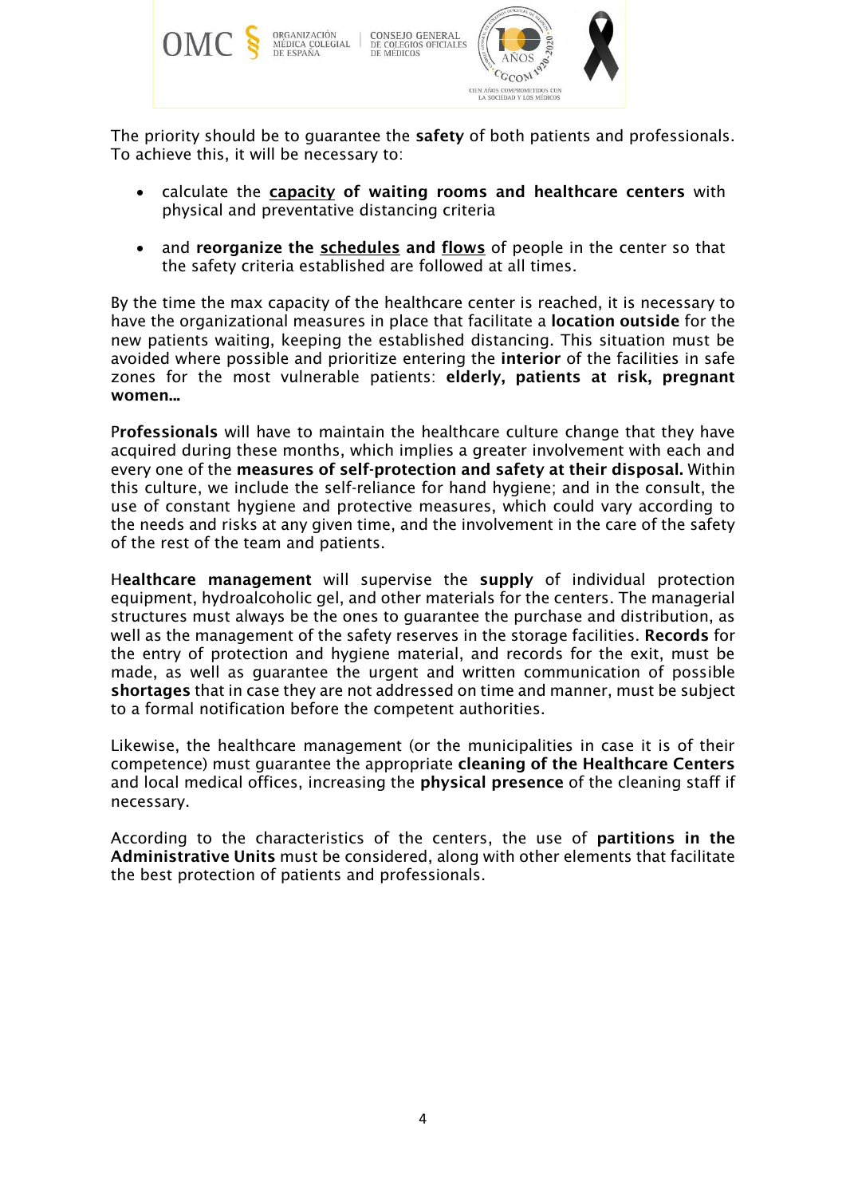The priority should be to guarantee the **safety** of both patients and professionals. To achieve this, it will be necessary to:

- calculate the **capacity of waiting rooms and healthcare centers** with physical and preventative distancing criteria

- and **reorganize the schedules and flows** of people in the center so that the safety criteria established are followed at all times.

By the time the max capacity of the healthcare center is reached, it is necessary to have the organizational measures in place that facilitate a **location outside** for the new patients waiting, keeping the established distancing. This situation must be avoided where possible and prioritize entering the **interior** of the facilities in safe zones for the most vulnerable patients: **elderly, patients at risk, pregnant women…**

**Professionals** will have to maintain the healthcare culture change that they have acquired during these months, which implies a greater involvement with each and every one of the **measures of self-protection and safety at their disposal.** Within this culture, we include the self-reliance for hand hygiene; and in the consult, the use of constant hygiene and protective measures, which could vary according to the needs and risks at any given time, and the involvement in the care of the safety of the rest of the team and patients.

**Healthcare management** will supervise the **supply** of individual protection equipment, hydroalcoholic gel, and other materials for the centers. The managerial structures must always be the ones to guarantee the purchase and distribution, as well as the management of the safety reserves in the storage facilities. **Records** for the entry of protection and hygiene material, and records for the exit, must be made, as well as guarantee the urgent and written communication of possible **shortages** that in case they are not addressed on time and manner, must be subject to a formal notification before the competent authorities.

Likewise, the healthcare management (or the municipalities in case it is of their competence) must guarantee the appropriate **cleaning of the Healthcare Centers** and local medical offices, increasing the **physical presence** of the cleaning staff if necessary.

According to the characteristics of the centers, the use of **partitions in the Administrative Units** must be considered, along with other elements that facilitate the best protection of patients and professionals.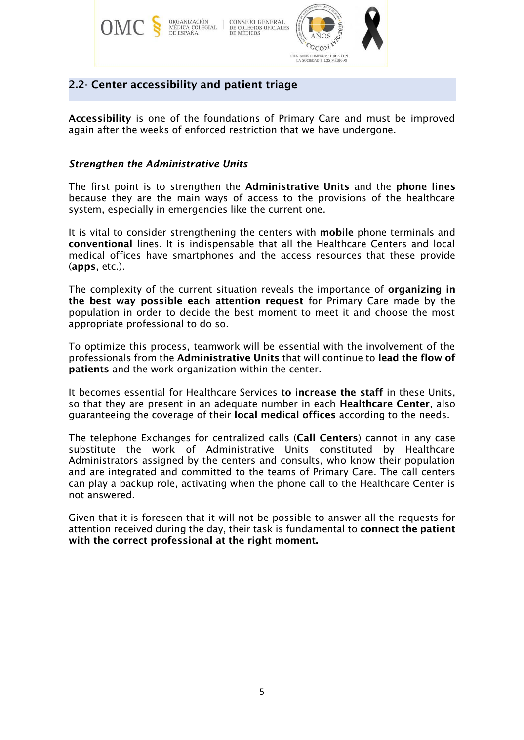## 2.2- Center accessibility and patient triage

**Accessibility** is one of the foundations of Primary Care and must be improved again after the weeks of enforced restriction that we have undergone.

***Strengthen the Administrative Units***

The first point is to strengthen the **Administrative Units** and the **phone lines** because they are the main ways of access to the provisions of the healthcare system, especially in emergencies like the current one.

It is vital to consider strengthening the centers with **mobile** phone terminals and **conventional** lines. It is indispensable that all the Healthcare Centers and local medical offices have smartphones and the access resources that these provide (**apps**, etc.).

The complexity of the current situation reveals the importance of **organizing in the best way possible each attention request** for Primary Care made by the population in order to decide the best moment to meet it and choose the most appropriate professional to do so.

To optimize this process, teamwork will be essential with the involvement of the professionals from the **Administrative Units** that will continue to **lead the flow of patients** and the work organization within the center.

It becomes essential for Healthcare Services **to increase the staff** in these Units, so that they are present in an adequate number in each **Healthcare Center**, also guaranteeing the coverage of their **local medical offices** according to the needs.

The telephone Exchanges for centralized calls (**Call Centers**) cannot in any case substitute the work of Administrative Units constituted by Healthcare Administrators assigned by the centers and consults, who know their population and are integrated and committed to the teams of Primary Care. The call centers can play a backup role, activating when the phone call to the Healthcare Center is not answered.

Given that it is foreseen that it will not be possible to answer all the requests for attention received during the day, their task is fundamental to **connect the patient with the correct professional at the right moment.**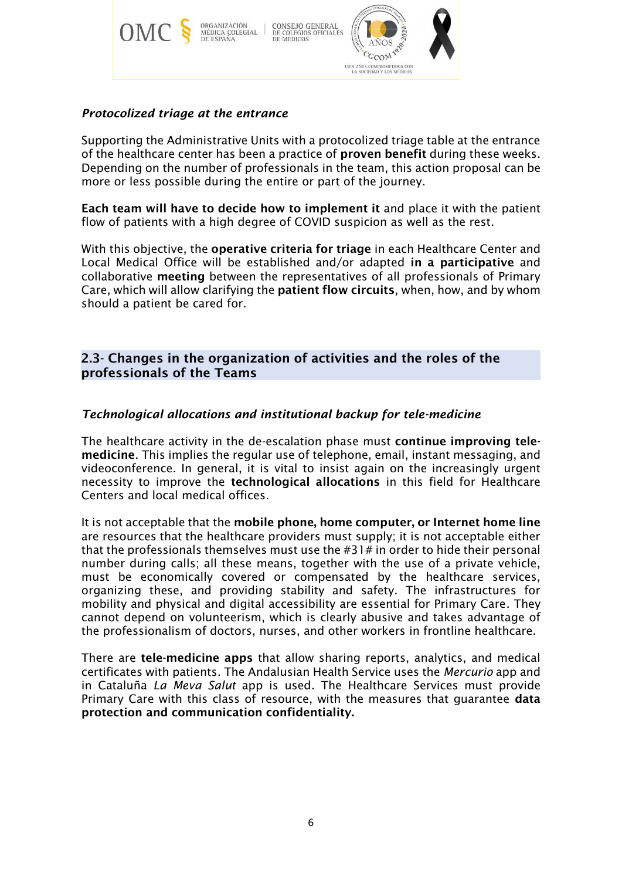*Protocolized triage at the entrance*

Supporting the Administrative Units with a protocolized triage table at the entrance of the healthcare center has been a practice of **proven benefit** during these weeks. Depending on the number of professionals in the team, this action proposal can be more or less possible during the entire or part of the journey.

**Each team will have to decide how to implement it** and place it with the patient flow of patients with a high degree of COVID suspicion as well as the rest.

With this objective, the **operative criteria for triage** in each Healthcare Center and Local Medical Office will be established and/or adapted **in a participative** and collaborative **meeting** between the representatives of all professionals of Primary Care, which will allow clarifying the **patient flow circuits**, when, how, and by whom should a patient be cared for.

## 2.3- Changes in the organization of activities and the roles of the professionals of the Teams

*Technological allocations and institutional backup for tele-medicine*

The healthcare activity in the de-escalation phase must **continue improving tele-medicine**. This implies the regular use of telephone, email, instant messaging, and videoconference. In general, it is vital to insist again on the increasingly urgent necessity to improve the **technological allocations** in this field for Healthcare Centers and local medical offices.

It is not acceptable that the **mobile phone, home computer, or Internet home line** are resources that the healthcare providers must supply; it is not acceptable either that the professionals themselves must use the #31# in order to hide their personal number during calls; all these means, together with the use of a private vehicle, must be economically covered or compensated by the healthcare services, organizing these, and providing stability and safety. The infrastructures for mobility and physical and digital accessibility are essential for Primary Care. They cannot depend on volunteerism, which is clearly abusive and takes advantage of the professionalism of doctors, nurses, and other workers in frontline healthcare.

There are **tele-medicine apps** that allow sharing reports, analytics, and medical certificates with patients. The Andalusian Health Service uses the *Mercurio* app and in Cataluña *La Meva Salut* app is used. The Healthcare Services must provide Primary Care with this class of resource, with the measures that guarantee **data protection and communication confidentiality.**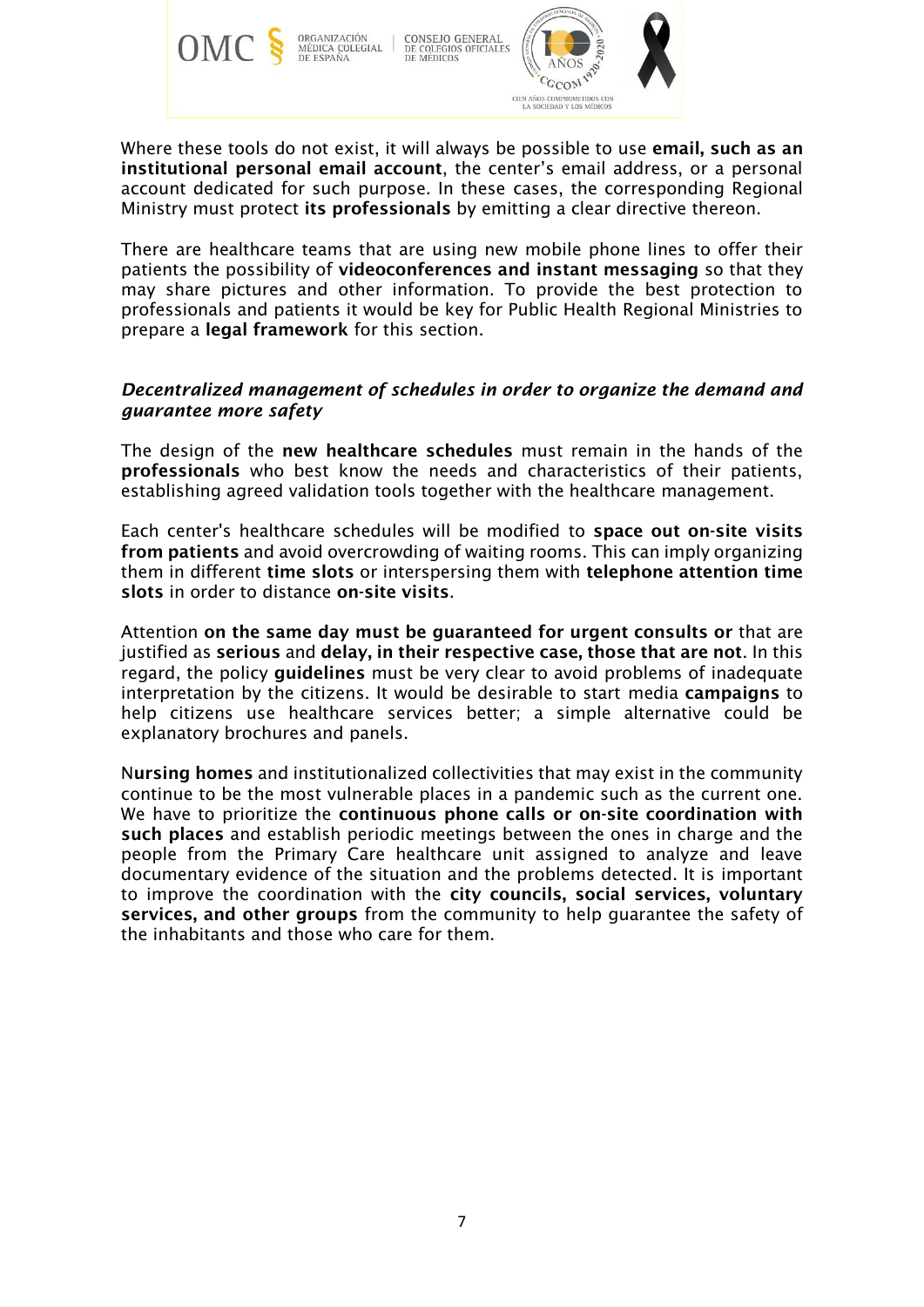Where these tools do not exist, it will always be possible to use **email, such as an institutional personal email account**, the center's email address, or a personal account dedicated for such purpose. In these cases, the corresponding Regional Ministry must protect **its professionals** by emitting a clear directive thereon.

There are healthcare teams that are using new mobile phone lines to offer their patients the possibility of **videoconferences and instant messaging** so that they may share pictures and other information. To provide the best protection to professionals and patients it would be key for Public Health Regional Ministries to prepare a **legal framework** for this section.

***Decentralized management of schedules in order to organize the demand and guarantee more safety***

The design of the **new healthcare schedules** must remain in the hands of the **professionals** who best know the needs and characteristics of their patients, establishing agreed validation tools together with the healthcare management.

Each center's healthcare schedules will be modified to **space out on-site visits from patients** and avoid overcrowding of waiting rooms. This can imply organizing them in different **time slots** or interspersing them with **telephone attention time slots** in order to distance **on-site visits**.

Attention **on the same day must be guaranteed for urgent consults or** that are justified as **serious** and **delay, in their respective case, those that are not**. In this regard, the policy **guidelines** must be very clear to avoid problems of inadequate interpretation by the citizens. It would be desirable to start media **campaigns** to help citizens use healthcare services better; a simple alternative could be explanatory brochures and panels.

N**ursing homes** and institutionalized collectivities that may exist in the community continue to be the most vulnerable places in a pandemic such as the current one. We have to prioritize the **continuous phone calls or on-site coordination with such places** and establish periodic meetings between the ones in charge and the people from the Primary Care healthcare unit assigned to analyze and leave documentary evidence of the situation and the problems detected. It is important to improve the coordination with the **city councils, social services, voluntary services, and other groups** from the community to help guarantee the safety of the inhabitants and those who care for them.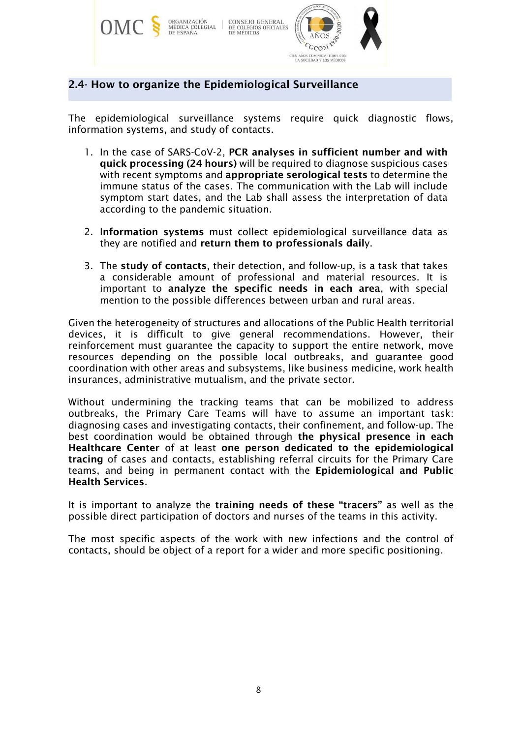## 2.4- How to organize the Epidemiological Surveillance

The epidemiological surveillance systems require quick diagnostic flows, information systems, and study of contacts.

1. In the case of SARS-CoV-2, **PCR analyses in sufficient number and with quick processing (24 hours)** will be required to diagnose suspicious cases with recent symptoms and **appropriate serological tests** to determine the immune status of the cases. The communication with the Lab will include symptom start dates, and the Lab shall assess the interpretation of data according to the pandemic situation.

2. I**nformation systems** must collect epidemiological surveillance data as they are notified and **return them to professionals dail**y.

3. The **study of contacts**, their detection, and follow-up, is a task that takes a considerable amount of professional and material resources. It is important to **analyze the specific needs in each area**, with special mention to the possible differences between urban and rural areas.

Given the heterogeneity of structures and allocations of the Public Health territorial devices, it is difficult to give general recommendations. However, their reinforcement must guarantee the capacity to support the entire network, move resources depending on the possible local outbreaks, and guarantee good coordination with other areas and subsystems, like business medicine, work health insurances, administrative mutualism, and the private sector.

Without undermining the tracking teams that can be mobilized to address outbreaks, the Primary Care Teams will have to assume an important task: diagnosing cases and investigating contacts, their confinement, and follow-up. The best coordination would be obtained through **the physical presence in each Healthcare Center** of at least **one person dedicated to the epidemiological tracing** of cases and contacts, establishing referral circuits for the Primary Care teams, and being in permanent contact with the **Epidemiological and Public Health Services**.

It is important to analyze the **training needs of these "tracers"** as well as the possible direct participation of doctors and nurses of the teams in this activity.

The most specific aspects of the work with new infections and the control of contacts, should be object of a report for a wider and more specific positioning.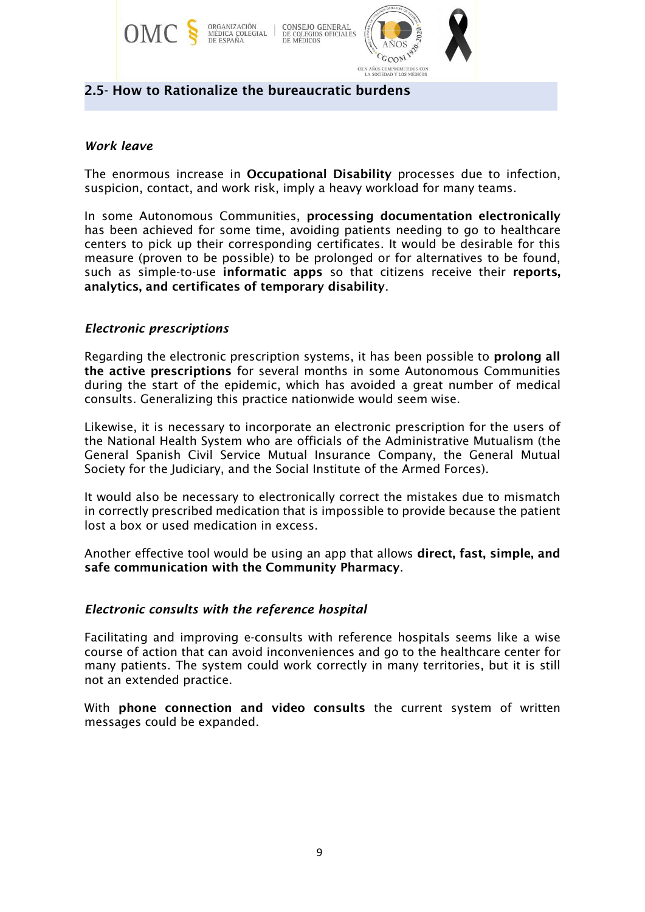## 2.5- How to Rationalize the bureaucratic burdens

***Work leave***

The enormous increase in **Occupational Disability** processes due to infection, suspicion, contact, and work risk, imply a heavy workload for many teams.

In some Autonomous Communities, **processing documentation electronically** has been achieved for some time, avoiding patients needing to go to healthcare centers to pick up their corresponding certificates. It would be desirable for this measure (proven to be possible) to be prolonged or for alternatives to be found, such as simple-to-use **informatic apps** so that citizens receive their **reports, analytics, and certificates of temporary disability**.

***Electronic prescriptions***

Regarding the electronic prescription systems, it has been possible to **prolong all the active prescriptions** for several months in some Autonomous Communities during the start of the epidemic, which has avoided a great number of medical consults. Generalizing this practice nationwide would seem wise.

Likewise, it is necessary to incorporate an electronic prescription for the users of the National Health System who are officials of the Administrative Mutualism (the General Spanish Civil Service Mutual Insurance Company, the General Mutual Society for the Judiciary, and the Social Institute of the Armed Forces).

It would also be necessary to electronically correct the mistakes due to mismatch in correctly prescribed medication that is impossible to provide because the patient lost a box or used medication in excess.

Another effective tool would be using an app that allows **direct, fast, simple, and safe communication with the Community Pharmacy**.

***Electronic consults with the reference hospital***

Facilitating and improving e-consults with reference hospitals seems like a wise course of action that can avoid inconveniences and go to the healthcare center for many patients. The system could work correctly in many territories, but it is still not an extended practice.

With **phone connection and video consults** the current system of written messages could be expanded.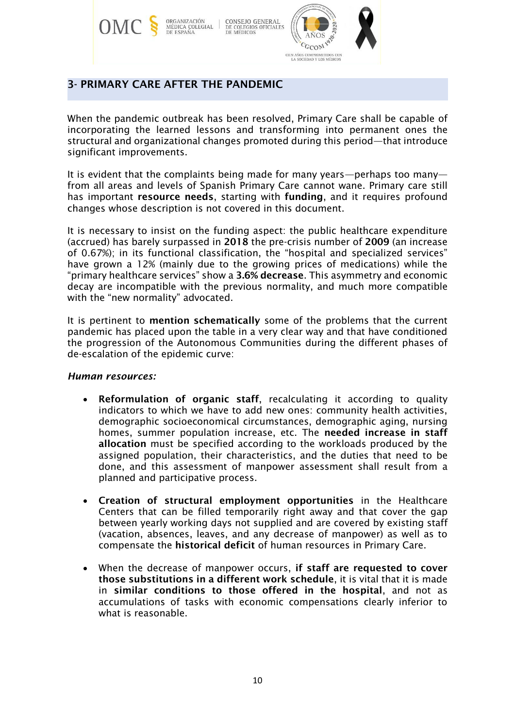## 3- PRIMARY CARE AFTER THE PANDEMIC

When the pandemic outbreak has been resolved, Primary Care shall be capable of incorporating the learned lessons and transforming into permanent ones the structural and organizational changes promoted during this period—that introduce significant improvements.

It is evident that the complaints being made for many years—perhaps too many—from all areas and levels of Spanish Primary Care cannot wane. Primary care still has important **resource needs**, starting with **funding**, and it requires profound changes whose description is not covered in this document.

It is necessary to insist on the funding aspect: the public healthcare expenditure (accrued) has barely surpassed in **2018** the pre-crisis number of **2009** (an increase of 0.67%); in its functional classification, the "hospital and specialized services" have grown a 12% (mainly due to the growing prices of medications) while the "primary healthcare services" show a **3.6% decrease**. This asymmetry and economic decay are incompatible with the previous normality, and much more compatible with the "new normality" advocated.

It is pertinent to **mention schematically** some of the problems that the current pandemic has placed upon the table in a very clear way and that have conditioned the progression of the Autonomous Communities during the different phases of de-escalation of the epidemic curve:

***Human resources:***

- **Reformulation of organic staff**, recalculating it according to quality indicators to which we have to add new ones: community health activities, demographic socioeconomical circumstances, demographic aging, nursing homes, summer population increase, etc. The **needed increase in staff allocation** must be specified according to the workloads produced by the assigned population, their characteristics, and the duties that need to be done, and this assessment of manpower assessment shall result from a planned and participative process.

- **Creation of structural employment opportunities** in the Healthcare Centers that can be filled temporarily right away and that cover the gap between yearly working days not supplied and are covered by existing staff (vacation, absences, leaves, and any decrease of manpower) as well as to compensate the **historical deficit** of human resources in Primary Care.

- When the decrease of manpower occurs, **if staff are requested to cover those substitutions in a different work schedule**, it is vital that it is made in **similar conditions to those offered in the hospital**, and not as accumulations of tasks with economic compensations clearly inferior to what is reasonable.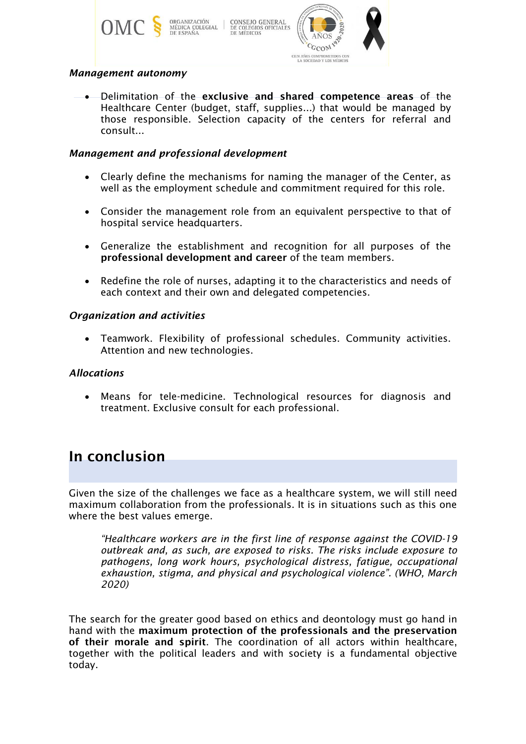***Management autonomy***

- Delimitation of the **exclusive and shared competence areas** of the Healthcare Center (budget, staff, supplies...) that would be managed by those responsible. Selection capacity of the centers for referral and consult...

***Management and professional development***

- Clearly define the mechanisms for naming the manager of the Center, as well as the employment schedule and commitment required for this role.
- Consider the management role from an equivalent perspective to that of hospital service headquarters.
- Generalize the establishment and recognition for all purposes of the **professional development and career** of the team members.
- Redefine the role of nurses, adapting it to the characteristics and needs of each context and their own and delegated competencies.

***Organization and activities***

- Teamwork. Flexibility of professional schedules. Community activities. Attention and new technologies.

***Allocations***

- Means for tele-medicine. Technological resources for diagnosis and treatment. Exclusive consult for each professional.

## In conclusion

Given the size of the challenges we face as a healthcare system, we will still need maximum collaboration from the professionals. It is in situations such as this one where the best values emerge.

> *"Healthcare workers are in the first line of response against the COVID-19 outbreak and, as such, are exposed to risks. The risks include exposure to pathogens, long work hours, psychological distress, fatigue, occupational exhaustion, stigma, and physical and psychological violence". (WHO, March 2020)*

The search for the greater good based on ethics and deontology must go hand in hand with the **maximum protection of the professionals and the preservation of their morale and spirit**. The coordination of all actors within healthcare, together with the political leaders and with society is a fundamental objective today.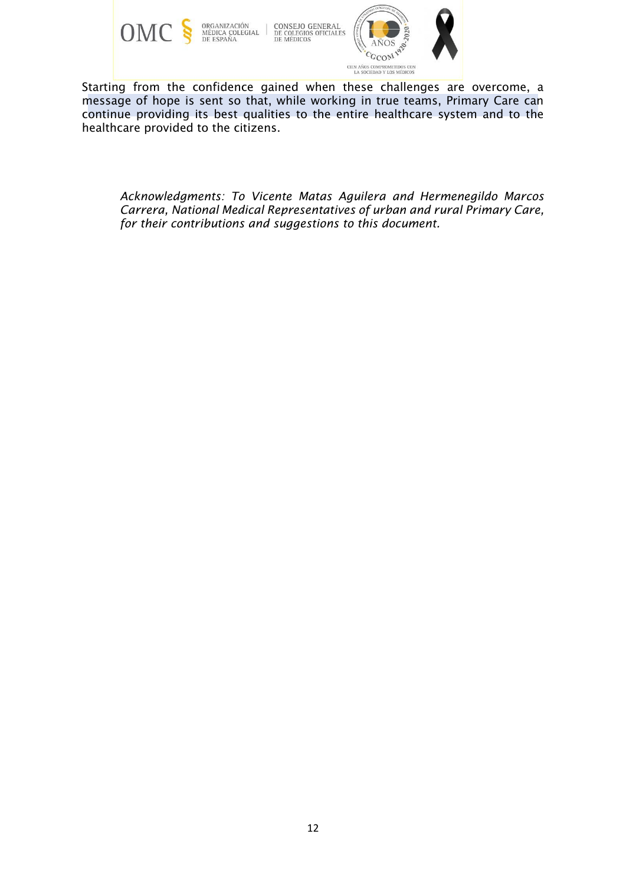Starting from the confidence gained when these challenges are overcome, a message of hope is sent so that, while working in true teams, Primary Care can continue providing its best qualities to the entire healthcare system and to the healthcare provided to the citizens.

*Acknowledgments: To Vicente Matas Aguilera and Hermenegildo Marcos Carrera, National Medical Representatives of urban and rural Primary Care, for their contributions and suggestions to this document.*